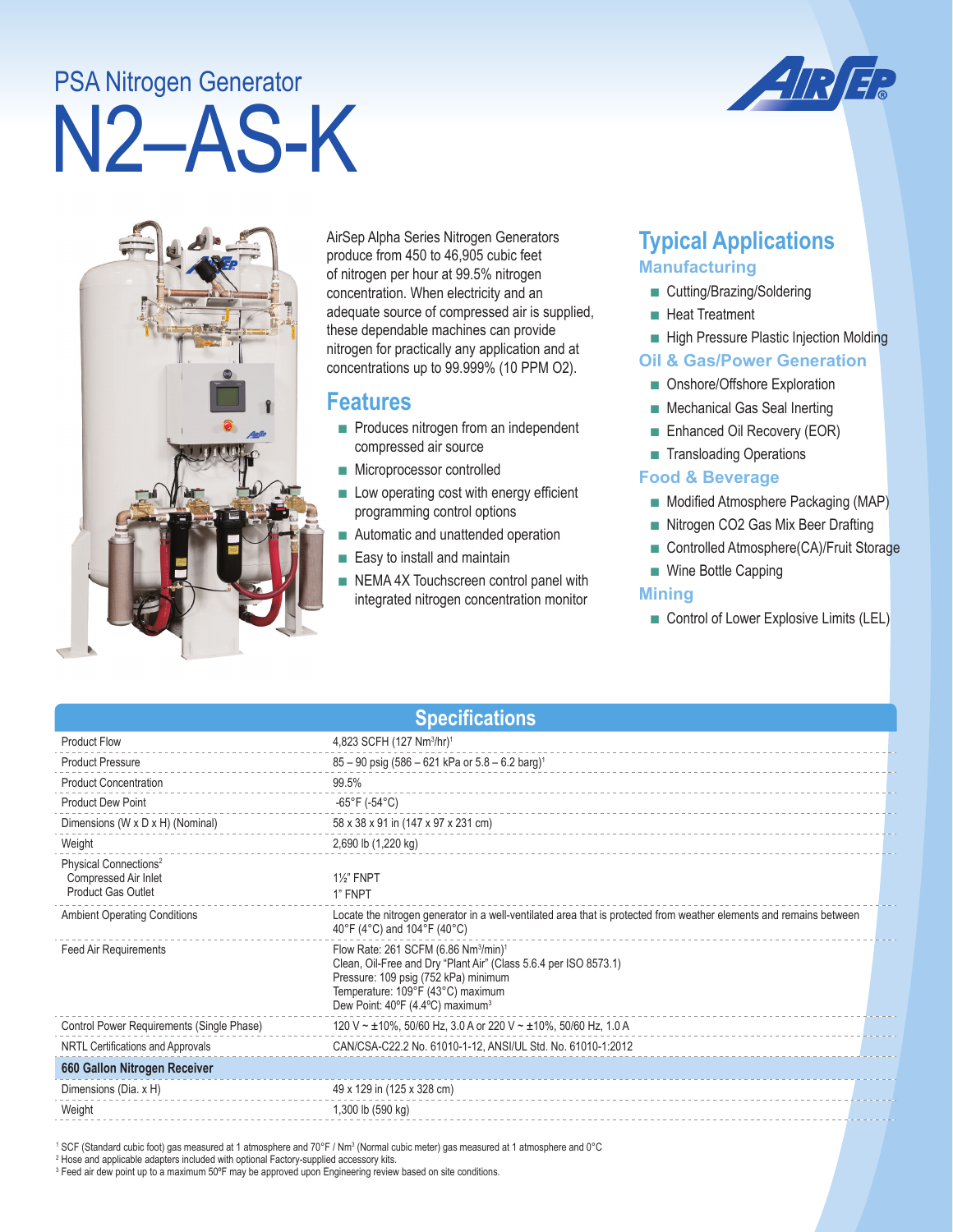PSA Nitrogen Generator

# N2–AS-K

AirSep Alpha Series Nitrogen Generators produce from 450 to 46,905 cubic feet of nitrogen per hour at 99.5% nitrogen concentration. When electricity and an adequate source of compressed air is supplied, these dependable machines can provide nitrogen for practically any application and at concentrations up to 99.999% (10 PPM O2).

## Features

- Produces nitrogen from an independent compressed air source
- Microprocessor controlled
- Low operating cost with energy efficient programming control options
- Automatic and unattended operation
- Easy to install and maintain
- NEMA 4X Touchscreen control panel with integrated nitrogen concentration monitor

## Typical Applications

### Manufacturing

- Cutting/Brazing/Soldering
- Heat Treatment
- High Pressure Plastic Injection Molding

### Oil & Gas/Power Generation

- Onshore/Offshore Exploration
- Mechanical Gas Seal Inerting
- Enhanced Oil Recovery (EOR)
- Transloading Operations

### Food & Beverage

- Modified Atmosphere Packaging (MAP)
- Nitrogen CO2 Gas Mix Beer Drafting
- Controlled Atmosphere(CA)/Fruit Storage
- Wine Bottle Capping

### Mining

- Control of Lower Explosive Limits (LEL)

## Specifications

| | |
|---|---|
| Product Flow | 4,823 SCFH (127 Nm³/hr)[1] |
| Product Pressure | 85 – 90 psig (586 – 621 kPa or 5.8 – 6.2 barg)[1] |
| Product Concentration | 99.5% |
| Product Dew Point | -65°F (-54°C) |
| Dimensions (W x D x H) (Nominal) | 58 x 38 x 91 in (147 x 97 x 231 cm) |
| Weight | 2,690 lb (1,220 kg) |
| Physical Connections[2]<br>Compressed Air Inlet<br>Product Gas Outlet | <br>1½" FNPT<br>1" FNPT |
| Ambient Operating Conditions | Locate the nitrogen generator in a well-ventilated area that is protected from weather elements and remains between 40°F (4°C) and 104°F (40°C) |
| Feed Air Requirements | Flow Rate: 261 SCFM (6.86 Nm³/min)[1]<br>Clean, Oil-Free and Dry "Plant Air" (Class 5.6.4 per ISO 8573.1)<br>Pressure: 109 psig (752 kPa) minimum<br>Temperature: 109°F (43°C) maximum<br>Dew Point: 40ºF (4.4ºC) maximum[3] |
| Control Power Requirements (Single Phase) | 120 V ~ ±10%, 50/60 Hz, 3.0 A or 220 V ~ ±10%, 50/60 Hz, 1.0 A |
| NRTL Certifications and Approvals | CAN/CSA-C22.2 No. 61010-1-12, ANSI/UL Std. No. 61010-1:2012 |
| **660 Gallon Nitrogen Receiver** | |
| Dimensions (Dia. x H) | 49 x 129 in (125 x 328 cm) |
| Weight | 1,300 lb (590 kg) |

[1] SCF (Standard cubic foot) gas measured at 1 atmosphere and 70°F / Nm³ (Normal cubic meter) gas measured at 1 atmosphere and 0°C
[2] Hose and applicable adapters included with optional Factory-supplied accessory kits.
[3] Feed air dew point up to a maximum 50ºF may be approved upon Engineering review based on site conditions.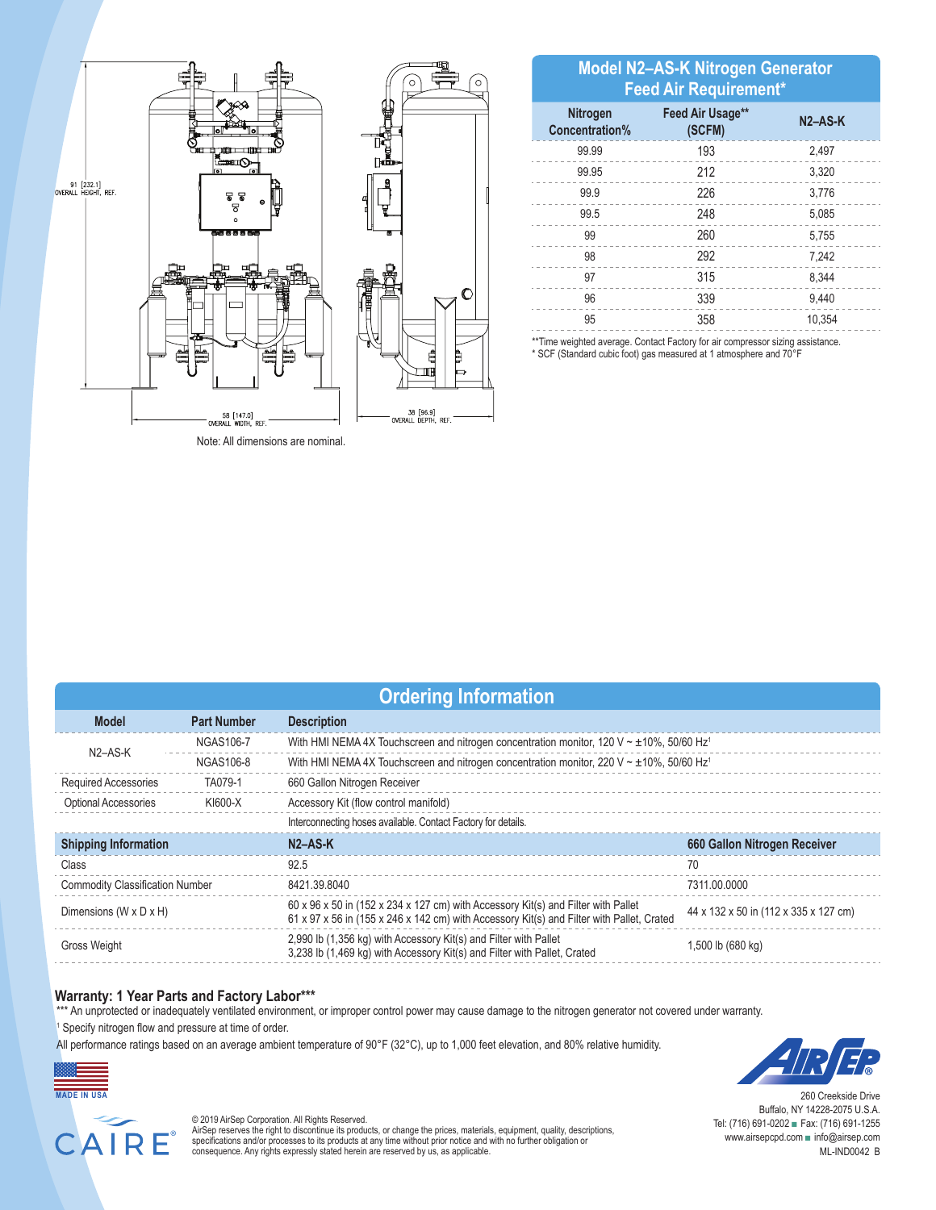91 [232.1]
OVERALL HEIGHT, REF.

58 [147.0]
OVERALL WIDTH, REF.

38 [96.9]
OVERALL DEPTH, REF.

Note: All dimensions are nominal.

## Model N2–AS-K Nitrogen Generator Feed Air Requirement*

| Nitrogen Concentration% | Feed Air Usage** (SCFM) | N2–AS-K |
|---|---|---|
| 99.99 | 193 | 2,497 |
| 99.95 | 212 | 3,320 |
| 99.9 | 226 | 3,776 |
| 99.5 | 248 | 5,085 |
| 99 | 260 | 5,755 |
| 98 | 292 | 7,242 |
| 97 | 315 | 8,344 |
| 96 | 339 | 9,440 |
| 95 | 358 | 10,354 |

**Time weighted average. Contact Factory for air compressor sizing assistance.
* SCF (Standard cubic foot) gas measured at 1 atmosphere and 70°F

## Ordering Information

| Model | Part Number | Description | |
|---|---|---|---|
| N2–AS-K | NGAS106-7 | With HMI NEMA 4X Touchscreen and nitrogen concentration monitor, 120 V ~ ±10%, 50/60 Hz[1] | |
| | NGAS106-8 | With HMI NEMA 4X Touchscreen and nitrogen concentration monitor, 220 V ~ ±10%, 50/60 Hz[1] | |
| Required Accessories | TA079-1 | 660 Gallon Nitrogen Receiver | |
| Optional Accessories | KI600-X | Accessory Kit (flow control manifold) | |
| | | Interconnecting hoses available. Contact Factory for details. | |
| **Shipping Information** | | **N2–AS-K** | **660 Gallon Nitrogen Receiver** |
| Class | | 92.5 | 70 |
| Commodity Classification Number | | 8421.39.8040 | 7311.00.0000 |
| Dimensions (W x D x H) | | 60 x 96 x 50 in (152 x 234 x 127 cm) with Accessory Kit(s) and Filter with Pallet<br>61 x 97 x 56 in (155 x 246 x 142 cm) with Accessory Kit(s) and Filter with Pallet, Crated | 44 x 132 x 50 in (112 x 335 x 127 cm) |
| Gross Weight | | 2,990 lb (1,356 kg) with Accessory Kit(s) and Filter with Pallet<br>3,238 lb (1,469 kg) with Accessory Kit(s) and Filter with Pallet, Crated | 1,500 lb (680 kg) |

**Warranty: 1 Year Parts and Factory Labor*****

*** An unprotected or inadequately ventilated environment, or improper control power may cause damage to the nitrogen generator not covered under warranty.

[1] Specify nitrogen flow and pressure at time of order.

All performance ratings based on an average ambient temperature of 90°F (32°C), up to 1,000 feet elevation, and 80% relative humidity.

MADE IN USA

CAIRE®

© 2019 AirSep Corporation. All Rights Reserved.
AirSep reserves the right to discontinue its products, or change the prices, materials, equipment, quality, descriptions, specifications and/or processes to its products at any time without prior notice and with no further obligation or consequence. Any rights expressly stated herein are reserved by us, as applicable.

AIRSEP®

260 Creekside Drive
Buffalo, NY 14228-2075 U.S.A.
Tel: (716) 691-0202 ■ Fax: (716) 691-1255
www.airsepcpd.com ■ info@airsep.com
ML-IND0042 B